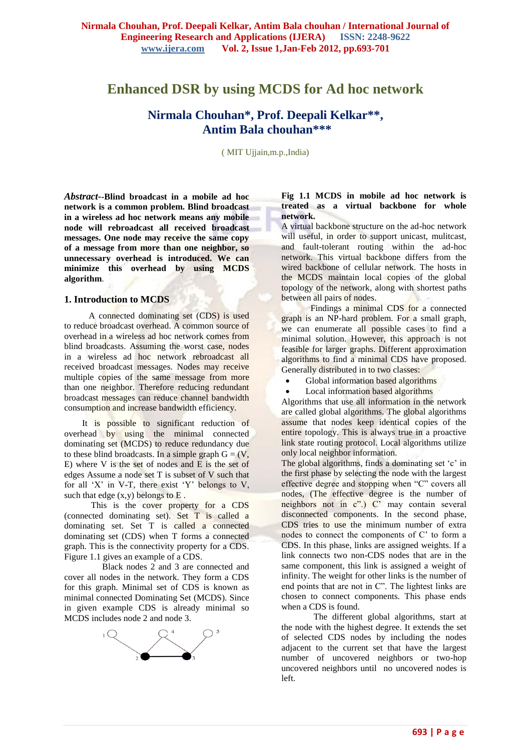# Enhanced DSR by using MCDS for Ad hoc network

## Nirmala Chouhan*, Prof. Deepali Kelkar**, Antim Bala chouhan***

( MIT Ujjain,m.p.,India)

***Abstract*--Blind broadcast in a mobile ad hoc network is a common problem. Blind broadcast in a wireless ad hoc network means any mobile node will rebroadcast all received broadcast messages. One node may receive the same copy of a message from more than one neighbor, so unnecessary overhead is introduced. We can minimize this overhead by using MCDS algorithm**.

### 1. Introduction to MCDS

A connected dominating set (CDS) is used to reduce broadcast overhead. A common source of overhead in a wireless ad hoc network comes from blind broadcasts. Assuming the worst case, nodes in a wireless ad hoc network rebroadcast all received broadcast messages. Nodes may receive multiple copies of the same message from more than one neighbor. Therefore reducing redundant broadcast messages can reduce channel bandwidth consumption and increase bandwidth efficiency.

It is possible to significant reduction of overhead by using the minimal connected dominating set (MCDS) to reduce redundancy due to these blind broadcasts. In a simple graph G = (V, E) where V is the set of nodes and E is the set of edges Assume a node set T is subset of V such that for all 'X' in V-T, there exist 'Y' belongs to V, such that edge (x,y) belongs to E .

This is the cover property for a CDS (connected dominating set). Set T is called a dominating set. Set T is called a connected dominating set (CDS) when T forms a connected graph. This is the connectivity property for a CDS. Figure 1.1 gives an example of a CDS.

Black nodes 2 and 3 are connected and cover all nodes in the network. They form a CDS for this graph. Minimal set of CDS is known as minimal connected Dominating Set (MCDS). Since in given example CDS is already minimal so MCDS includes node 2 and node 3.

**Fig 1.1 MCDS in mobile ad hoc network is treated as a virtual backbone for whole network.**

A virtual backbone structure on the ad-hoc network will useful, in order to support unicast, mulitcast, and fault-tolerant routing within the ad-hoc network. This virtual backbone differs from the wired backbone of cellular network. The hosts in the MCDS maintain local copies of the global topology of the network, along with shortest paths between all pairs of nodes.

Findings a minimal CDS for a connected graph is an NP-hard problem. For a small graph, we can enumerate all possible cases to find a minimal solution. However, this approach is not feasible for larger graphs. Different approximation algorithms to find a minimal CDS have proposed. Generally distributed in to two classes:

- Global information based algorithms
- Local information based algorithms

Algorithms that use all information in the network are called global algorithms. The global algorithms assume that nodes keep identical copies of the entire topology. This is always true in a proactive link state routing protocol. Local algorithms utilize only local neighbor information.

The global algorithms, finds a dominating set 'c' in the first phase by selecting the node with the largest effective degree and stopping when "C" covers all nodes, (The effective degree is the number of neighbors not in c".) C' may contain several disconnected components. In the second phase, CDS tries to use the minimum number of extra nodes to connect the components of C' to form a CDS. In this phase, links are assigned weights. If a link connects two non-CDS nodes that are in the same component, this link is assigned a weight of infinity. The weight for other links is the number of end points that are not in C". The lightest links are chosen to connect components. This phase ends when a CDS is found.

The different global algorithms, start at the node with the highest degree. It extends the set of selected CDS nodes by including the nodes adjacent to the current set that have the largest number of uncovered neighbors or two-hop uncovered neighbors until no uncovered nodes is left.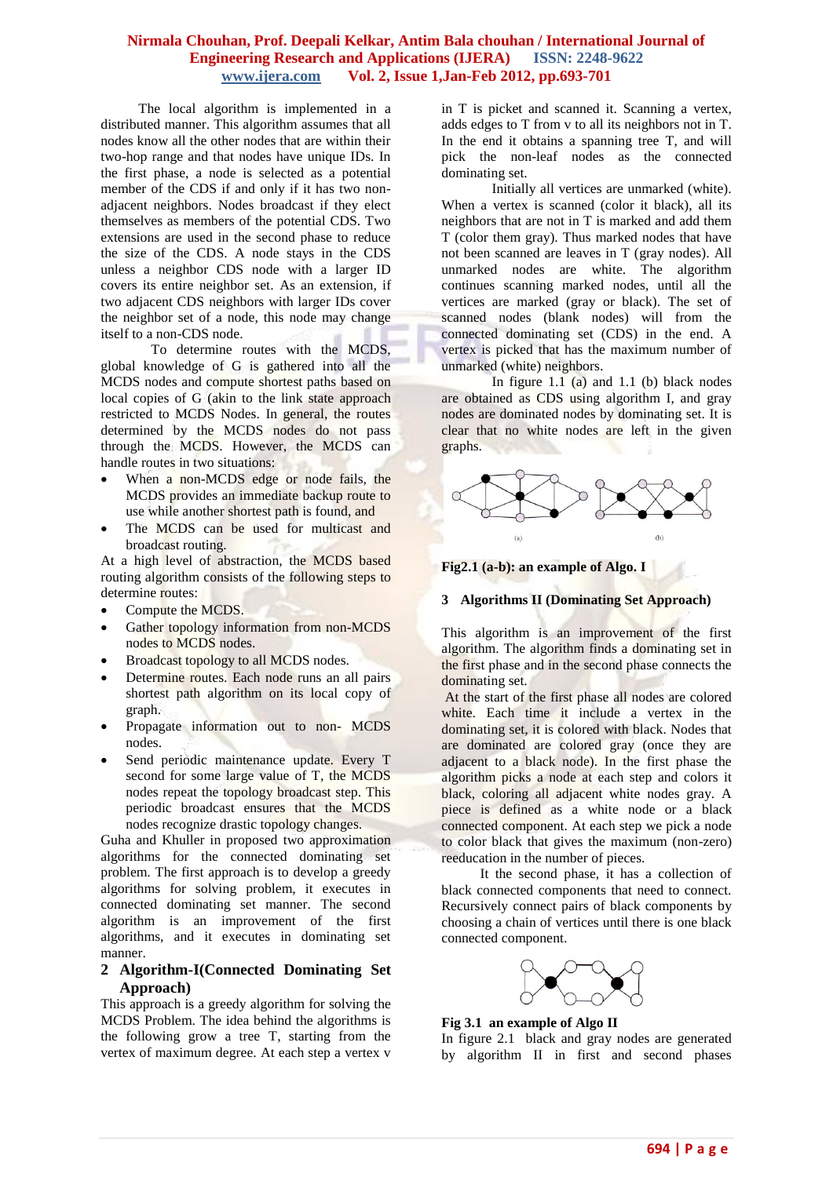The local algorithm is implemented in a distributed manner. This algorithm assumes that all nodes know all the other nodes that are within their two-hop range and that nodes have unique IDs. In the first phase, a node is selected as a potential member of the CDS if and only if it has two non-adjacent neighbors. Nodes broadcast if they elect themselves as members of the potential CDS. Two extensions are used in the second phase to reduce the size of the CDS. A node stays in the CDS unless a neighbor CDS node with a larger ID covers its entire neighbor set. As an extension, if two adjacent CDS neighbors with larger IDs cover the neighbor set of a node, this node may change itself to a non-CDS node.

To determine routes with the MCDS, global knowledge of G is gathered into all the MCDS nodes and compute shortest paths based on local copies of G (akin to the link state approach restricted to MCDS Nodes. In general, the routes determined by the MCDS nodes do not pass through the MCDS. However, the MCDS can handle routes in two situations:

- When a non-MCDS edge or node fails, the MCDS provides an immediate backup route to use while another shortest path is found, and
- The MCDS can be used for multicast and broadcast routing.

At a high level of abstraction, the MCDS based routing algorithm consists of the following steps to determine routes:

- Compute the MCDS.
- Gather topology information from non-MCDS nodes to MCDS nodes.
- Broadcast topology to all MCDS nodes.
- Determine routes. Each node runs an all pairs shortest path algorithm on its local copy of graph.
- Propagate information out to non- MCDS nodes.
- Send periodic maintenance update. Every T second for some large value of T, the MCDS nodes repeat the topology broadcast step. This periodic broadcast ensures that the MCDS nodes recognize drastic topology changes.

Guha and Khuller in proposed two approximation algorithms for the connected dominating set problem. The first approach is to develop a greedy algorithms for solving problem, it executes in connected dominating set manner. The second algorithm is an improvement of the first algorithms, and it executes in dominating set manner.

## 2 Algorithm-I(Connected Dominating Set Approach)

This approach is a greedy algorithm for solving the MCDS Problem. The idea behind the algorithms is the following grow a tree T, starting from the vertex of maximum degree. At each step a vertex v in T is picket and scanned it. Scanning a vertex, adds edges to T from v to all its neighbors not in T. In the end it obtains a spanning tree T, and will pick the non-leaf nodes as the connected dominating set.

Initially all vertices are unmarked (white). When a vertex is scanned (color it black), all its neighbors that are not in T is marked and add them T (color them gray). Thus marked nodes that have not been scanned are leaves in T (gray nodes). All unmarked nodes are white. The algorithm continues scanning marked nodes, until all the vertices are marked (gray or black). The set of scanned nodes (blank nodes) will from the connected dominating set (CDS) in the end. A vertex is picked that has the maximum number of unmarked (white) neighbors.

In figure 1.1 (a) and 1.1 (b) black nodes are obtained as CDS using algorithm I, and gray nodes are dominated nodes by dominating set. It is clear that no white nodes are left in the given graphs.

**Fig2.1 (a-b): an example of Algo. I**

## 3 Algorithms II (Dominating Set Approach)

This algorithm is an improvement of the first algorithm. The algorithm finds a dominating set in the first phase and in the second phase connects the dominating set.

At the start of the first phase all nodes are colored white. Each time it include a vertex in the dominating set, it is colored with black. Nodes that are dominated are colored gray (once they are adjacent to a black node). In the first phase the algorithm picks a node at each step and colors it black, coloring all adjacent white nodes gray. A piece is defined as a white node or a black connected component. At each step we pick a node to color black that gives the maximum (non-zero) reeducation in the number of pieces.

It the second phase, it has a collection of black connected components that need to connect. Recursively connect pairs of black components by choosing a chain of vertices until there is one black connected component.

**Fig 3.1 an example of Algo II**

In figure 2.1 black and gray nodes are generated by algorithm II in first and second phases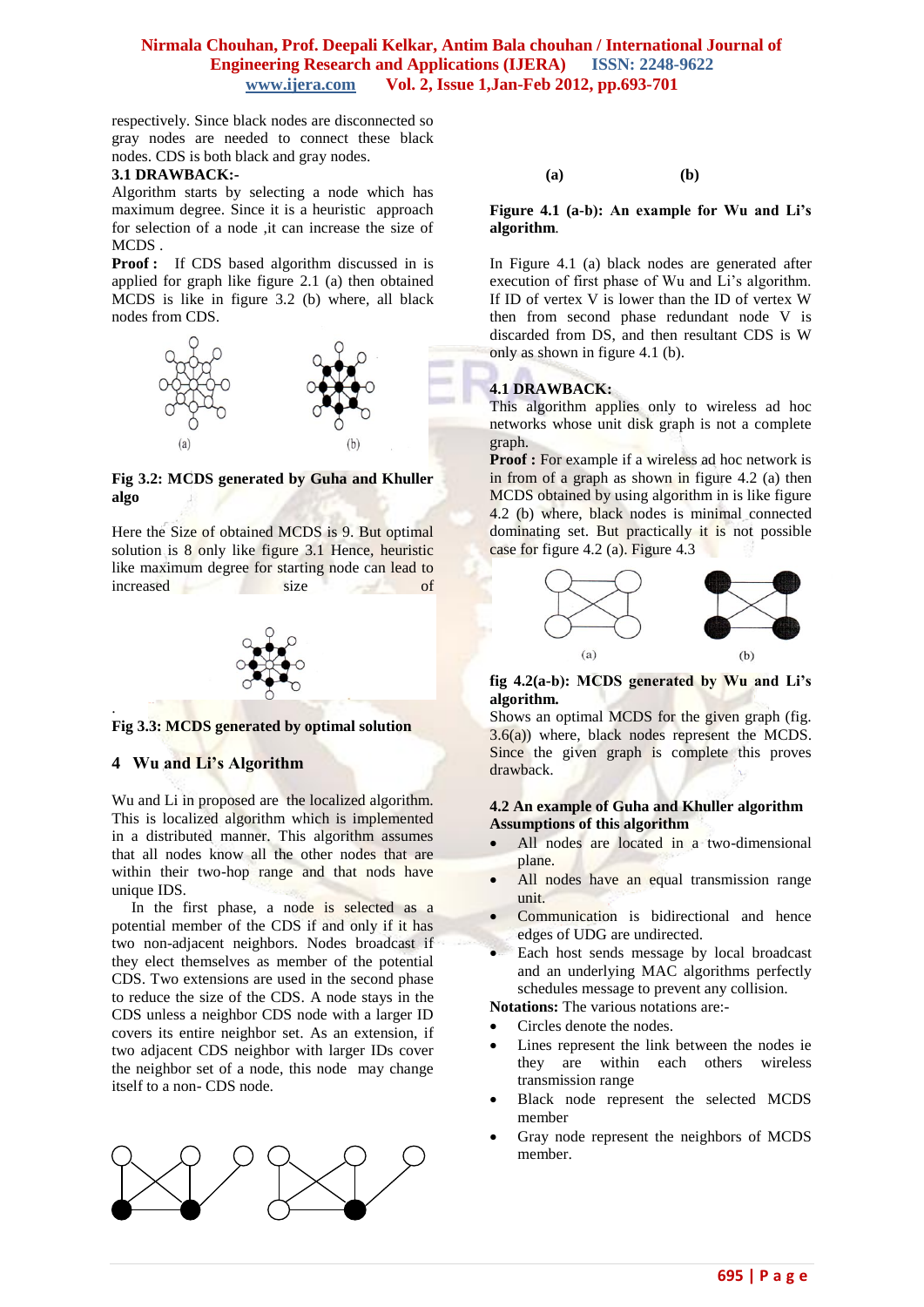respectively. Since black nodes are disconnected so gray nodes are needed to connect these black nodes. CDS is both black and gray nodes.

**3.1 DRAWBACK:-**

Algorithm starts by selecting a node which has maximum degree. Since it is a heuristic approach for selection of a node ,it can increase the size of MCDS .

**Proof :** If CDS based algorithm discussed in is applied for graph like figure 2.1 (a) then obtained MCDS is like in figure 3.2 (b) where, all black nodes from CDS.

(a) (b)

**Fig 3.2: MCDS generated by Guha and Khuller algo**

Here the Size of obtained MCDS is 9. But optimal solution is 8 only like figure 3.1 Hence, heuristic like maximum degree for starting node can lead to increased size of

**Fig 3.3: MCDS generated by optimal solution**

## 4 Wu and Li's Algorithm

Wu and Li in proposed are the localized algorithm. This is localized algorithm which is implemented in a distributed manner. This algorithm assumes that all nodes know all the other nodes that are within their two-hop range and that nods have unique IDS.

In the first phase, a node is selected as a potential member of the CDS if and only if it has two non-adjacent neighbors. Nodes broadcast if they elect themselves as member of the potential CDS. Two extensions are used in the second phase to reduce the size of the CDS. A node stays in the CDS unless a neighbor CDS node with a larger ID covers its entire neighbor set. As an extension, if two adjacent CDS neighbor with larger IDs cover the neighbor set of a node, this node may change itself to a non- CDS node.

**(a) (b)**

**Figure 4.1 (a-b): An example for Wu and Li's algorithm**.

In Figure 4.1 (a) black nodes are generated after execution of first phase of Wu and Li's algorithm. If ID of vertex V is lower than the ID of vertex W then from second phase redundant node V is discarded from DS, and then resultant CDS is W only as shown in figure 4.1 (b).

**4.1 DRAWBACK:**

This algorithm applies only to wireless ad hoc networks whose unit disk graph is not a complete graph.

**Proof :** For example if a wireless ad hoc network is in from of a graph as shown in figure 4.2 (a) then MCDS obtained by using algorithm in is like figure 4.2 (b) where, black nodes is minimal connected dominating set. But practically it is not possible case for figure 4.2 (a). Figure 4.3

(a) (b)

**fig 4.2(a-b): MCDS generated by Wu and Li's algorithm.**

Shows an optimal MCDS for the given graph (fig. 3.6(a)) where, black nodes represent the MCDS. Since the given graph is complete this proves drawback.

**4.2 An example of Guha and Khuller algorithm**

**Assumptions of this algorithm**

- All nodes are located in a two-dimensional plane.
- All nodes have an equal transmission range unit.
- Communication is bidirectional and hence edges of UDG are undirected.
- Each host sends message by local broadcast and an underlying MAC algorithms perfectly schedules message to prevent any collision.

**Notations:** The various notations are:-

- Circles denote the nodes.
- Lines represent the link between the nodes ie they are within each others wireless transmission range
- Black node represent the selected MCDS member
- Gray node represent the neighbors of MCDS member.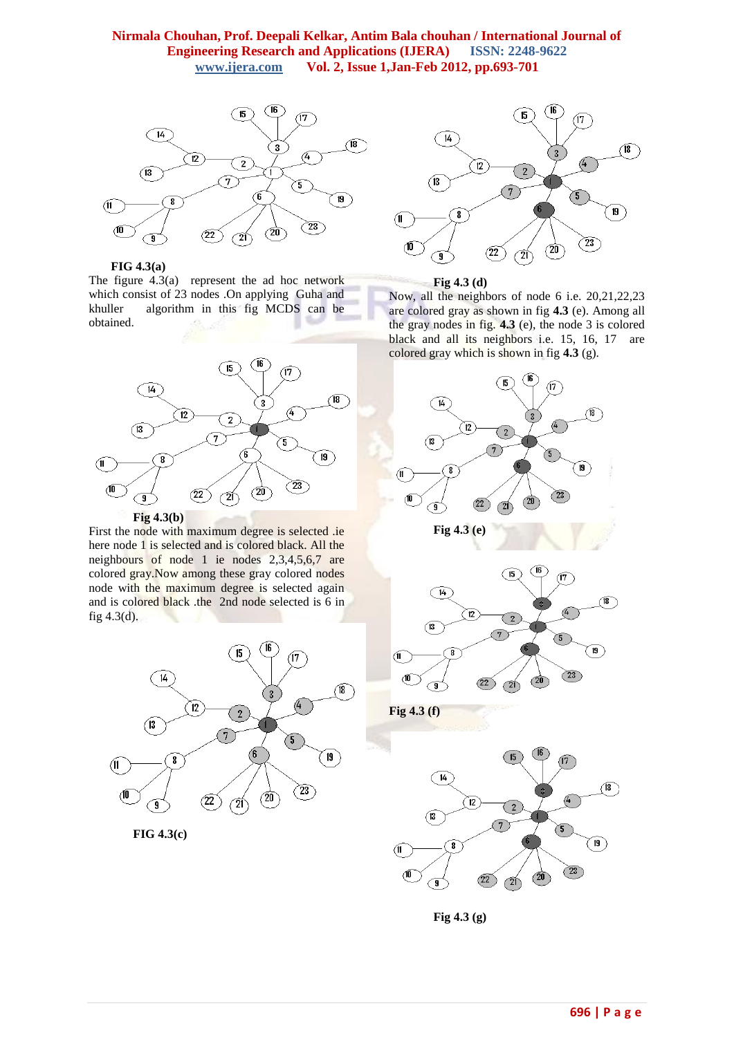**FIG 4.3(a)**

The figure 4.3(a) represent the ad hoc network which consist of 23 nodes .On applying Guha and khuller algorithm in this fig MCDS can be obtained.

**Fig 4.3(b)**

First the node with maximum degree is selected .ie here node 1 is selected and is colored black. All the neighbours of node 1 ie nodes 2,3,4,5,6,7 are colored gray.Now among these gray colored nodes node with the maximum degree is selected again and is colored black .the 2nd node selected is 6 in fig 4.3(d).

**FIG 4.3(c)**

**Fig 4.3 (d)**

Now, all the neighbors of node 6 i.e. 20,21,22,23 are colored gray as shown in fig **4.3** (e). Among all the gray nodes in fig. **4.3** (e), the node 3 is colored black and all its neighbors i.e. 15, 16, 17 are colored gray which is shown in fig **4.3** (g).

**Fig 4.3 (e)**

**Fig 4.3 (f)**

**Fig 4.3 (g)**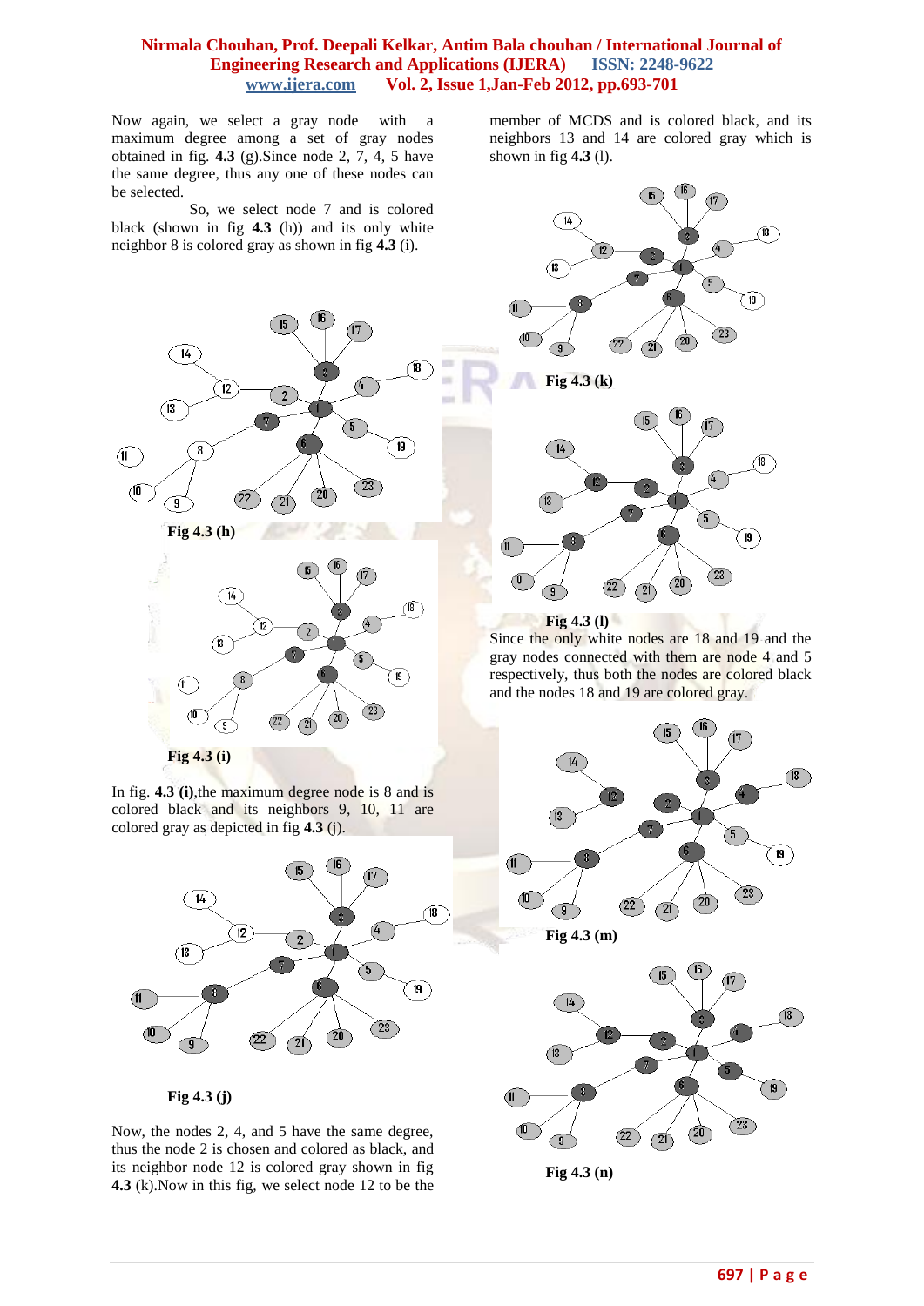Now again, we select a gray node with a maximum degree among a set of gray nodes obtained in fig. **4.3** (g).Since node 2, 7, 4, 5 have the same degree, thus any one of these nodes can be selected.

So, we select node 7 and is colored black (shown in fig **4.3** (h)) and its only white neighbor 8 is colored gray as shown in fig **4.3** (i).

**Fig 4.3 (h)**

**Fig 4.3 (i)**

In fig. **4.3 (i)**,the maximum degree node is 8 and is colored black and its neighbors 9, 10, 11 are colored gray as depicted in fig **4.3** (j).

**Fig 4.3 (j)**

Now, the nodes 2, 4, and 5 have the same degree, thus the node 2 is chosen and colored as black, and its neighbor node 12 is colored gray shown in fig **4.3** (k).Now in this fig, we select node 12 to be the member of MCDS and is colored black, and its neighbors 13 and 14 are colored gray which is shown in fig **4.3** (l).

**Fig 4.3 (k)**

**Fig 4.3 (l)**

Since the only white nodes are 18 and 19 and the gray nodes connected with them are node 4 and 5 respectively, thus both the nodes are colored black and the nodes 18 and 19 are colored gray.

**Fig 4.3 (m)**

**Fig 4.3 (n)**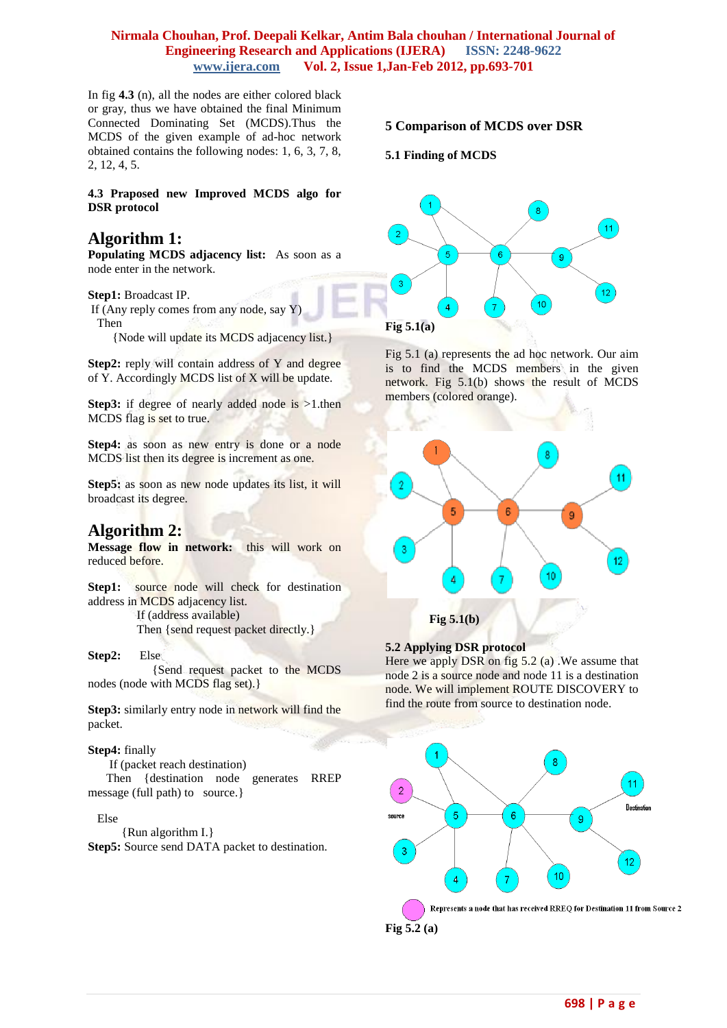In fig **4.3** (n), all the nodes are either colored black or gray, thus we have obtained the final Minimum Connected Dominating Set (MCDS).Thus the MCDS of the given example of ad-hoc network obtained contains the following nodes: 1, 6, 3, 7, 8, 2, 12, 4, 5.

### 4.3 Praposed new Improved MCDS algo for DSR protocol

## Algorithm 1:

**Populating MCDS adjacency list:** As soon as a node enter in the network.

**Step1:** Broadcast IP.
If (Any reply comes from any node, say Y)
Then
{Node will update its MCDS adjacency list.}

**Step2:** reply will contain address of Y and degree of Y. Accordingly MCDS list of X will be update.

**Step3:** if degree of nearly added node is >1.then MCDS flag is set to true.

**Step4:** as soon as new entry is done or a node MCDS list then its degree is increment as one.

**Step5:** as soon as new node updates its list, it will broadcast its degree.

## Algorithm 2:

**Message flow in network:** this will work on reduced before.

**Step1:** source node will check for destination address in MCDS adjacency list.
If (address available)
Then {send request packet directly.}

**Step2:** Else
{Send request packet to the MCDS nodes (node with MCDS flag set).}

**Step3:** similarly entry node in network will find the packet.

**Step4:** finally
If (packet reach destination)
Then {destination node generates RREP message (full path) to source.}

Else
{Run algorithm I.}

**Step5:** Source send DATA packet to destination.

## 5 Comparison of MCDS over DSR

### 5.1 Finding of MCDS

Fig 5.1(a)

Fig 5.1 (a) represents the ad hoc network. Our aim is to find the MCDS members in the given network. Fig 5.1(b) shows the result of MCDS members (colored orange).

Fig 5.1(b)

### 5.2 Applying DSR protocol

Here we apply DSR on fig 5.2 (a) .We assume that node 2 is a source node and node 11 is a destination node. We will implement ROUTE DISCOVERY to find the route from source to destination node.

Represents a node that has received RREQ for Destination 11 from Source 2

Fig 5.2 (a)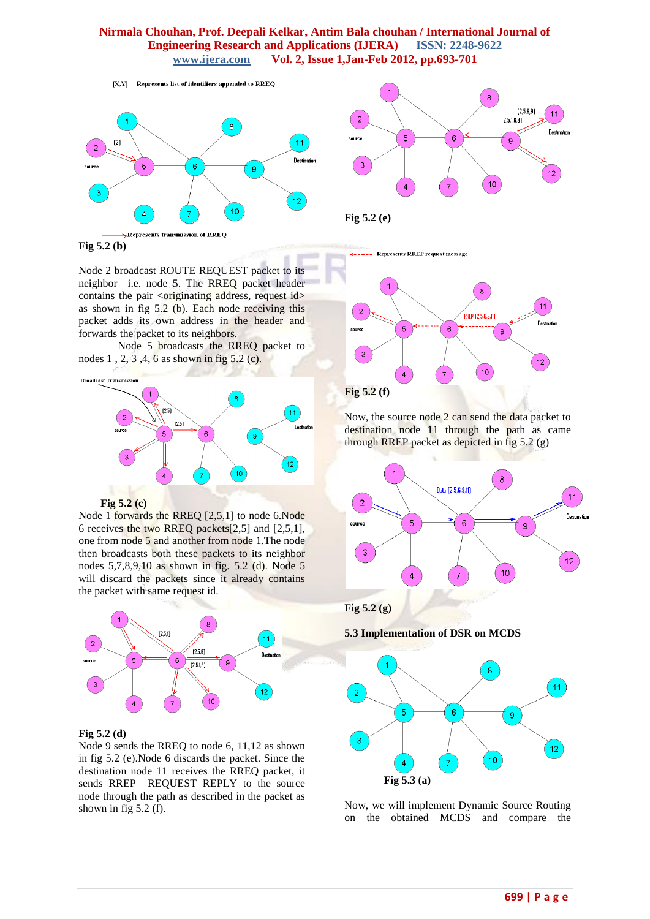Fig 5.2 (b)

Node 2 broadcast ROUTE REQUEST packet to its neighbor i.e. node 5. The RREQ packet header contains the pair <originating address, request id> as shown in fig 5.2 (b). Each node receiving this packet adds its own address in the header and forwards the packet to its neighbors.

Node 5 broadcasts the RREQ packet to nodes 1 , 2, 3 ,4, 6 as shown in fig 5.2 (c).

Fig 5.2 (c)

Node 1 forwards the RREQ [2,5,1] to node 6.Node 6 receives the two RREQ packets[2,5] and [2,5,1], one from node 5 and another from node 1.The node then broadcasts both these packets to its neighbor nodes 5,7,8,9,10 as shown in fig. 5.2 (d). Node 5 will discard the packets since it already contains the packet with same request id.

Fig 5.2 (d)

Node 9 sends the RREQ to node 6, 11,12 as shown in fig 5.2 (e).Node 6 discards the packet. Since the destination node 11 receives the RREQ packet, it sends RREP REQUEST REPLY to the source node through the path as described in the packet as shown in fig 5.2 (f).

Fig 5.2 (e)

Fig 5.2 (f)

Now, the source node 2 can send the data packet to destination node 11 through the path as came through RREP packet as depicted in fig 5.2 (g)

Fig 5.2 (g)

### 5.3 Implementation of DSR on MCDS

Fig 5.3 (a)

Now, we will implement Dynamic Source Routing on the obtained MCDS and compare the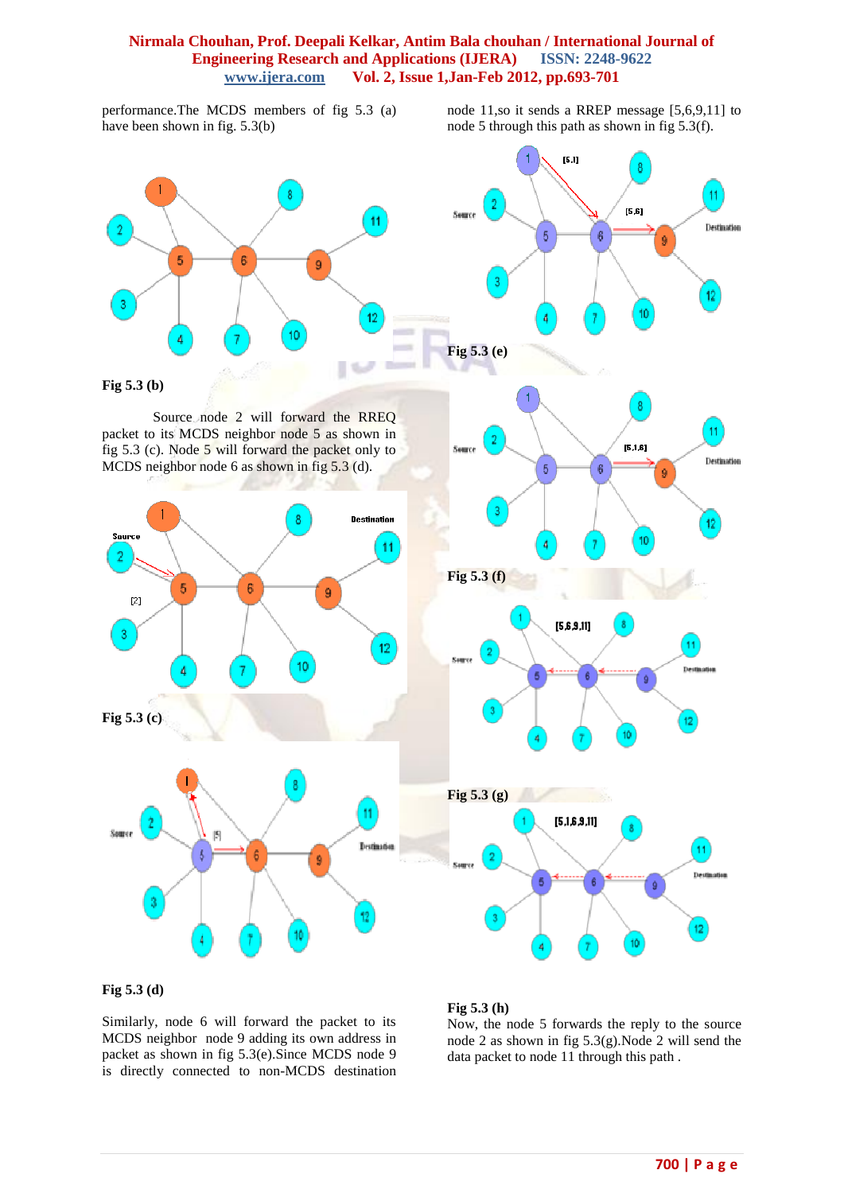performance.The MCDS members of fig 5.3 (a) have been shown in fig. 5.3(b)

Fig 5.3 (b)

Source node 2 will forward the RREQ packet to its MCDS neighbor node 5 as shown in fig 5.3 (c). Node 5 will forward the packet only to MCDS neighbor node 6 as shown in fig 5.3 (d).

Fig 5.3 (c)

Fig 5.3 (d)

Similarly, node 6 will forward the packet to its MCDS neighbor node 9 adding its own address in packet as shown in fig 5.3(e).Since MCDS node 9 is directly connected to non-MCDS destination node 11,so it sends a RREP message [5,6,9,11] to node 5 through this path as shown in fig 5.3(f).

Fig 5.3 (e)

Fig 5.3 (f)

Fig 5.3 (g)

Fig 5.3 (h)

Now, the node 5 forwards the reply to the source node 2 as shown in fig 5.3(g).Node 2 will send the data packet to node 11 through this path .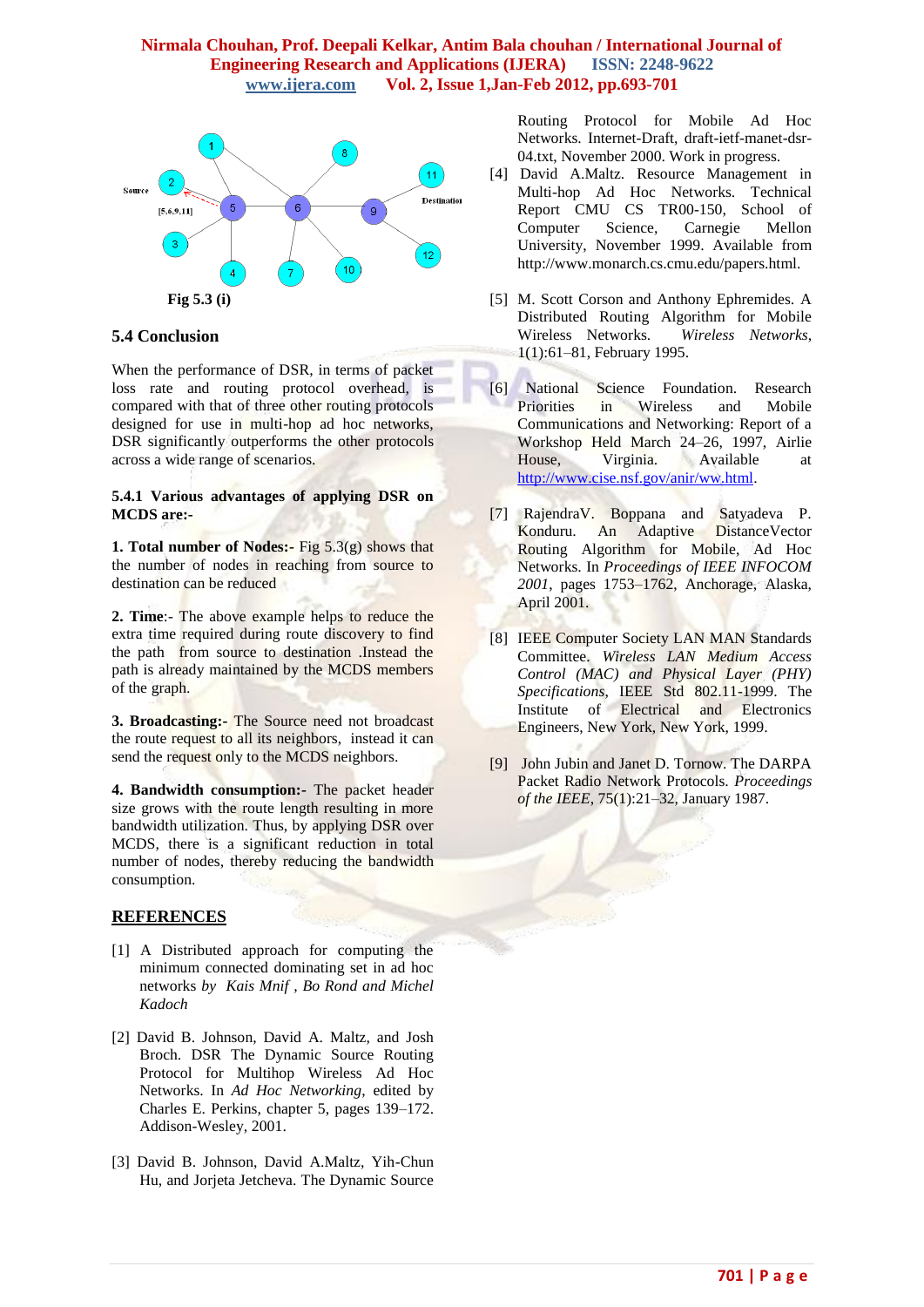Source

[5,6,9,11]

Destination

1 2 3 4 5 6 7 8 9 10 11 12

Fig 5.3 (i)

### 5.4 Conclusion

When the performance of DSR, in terms of packet loss rate and routing protocol overhead, is compared with that of three other routing protocols designed for use in multi-hop ad hoc networks, DSR significantly outperforms the other protocols across a wide range of scenarios.

**5.4.1 Various advantages of applying DSR on MCDS are:-**

**1. Total number of Nodes:-** Fig 5.3(g) shows that the number of nodes in reaching from source to destination can be reduced

**2. Time**:- The above example helps to reduce the extra time required during route discovery to find the path from source to destination .Instead the path is already maintained by the MCDS members of the graph.

**3. Broadcasting:-** The Source need not broadcast the route request to all its neighbors, instead it can send the request only to the MCDS neighbors.

**4. Bandwidth consumption:-** The packet header size grows with the route length resulting in more bandwidth utilization. Thus, by applying DSR over MCDS, there is a significant reduction in total number of nodes, thereby reducing the bandwidth consumption.

## REFERENCES

[1] A Distributed approach for computing the minimum connected dominating set in ad hoc networks *by Kais Mnif , Bo Rond and Michel Kadoch*

[2] David B. Johnson, David A. Maltz, and Josh Broch. DSR The Dynamic Source Routing Protocol for Multihop Wireless Ad Hoc Networks. In *Ad Hoc Networking*, edited by Charles E. Perkins, chapter 5, pages 139–172. Addison-Wesley, 2001.

[3] David B. Johnson, David A.Maltz, Yih-Chun Hu, and Jorjeta Jetcheva. The Dynamic Source Routing Protocol for Mobile Ad Hoc Networks. Internet-Draft, draft-ietf-manet-dsr-04.txt, November 2000. Work in progress.

[4] David A.Maltz. Resource Management in Multi-hop Ad Hoc Networks. Technical Report CMU CS TR00-150, School of Computer Science, Carnegie Mellon University, November 1999. Available from http://www.monarch.cs.cmu.edu/papers.html.

[5] M. Scott Corson and Anthony Ephremides. A Distributed Routing Algorithm for Mobile Wireless Networks. *Wireless Networks*, 1(1):61–81, February 1995.

[6] National Science Foundation. Research Priorities in Wireless and Mobile Communications and Networking: Report of a Workshop Held March 24–26, 1997, Airlie House, Virginia. Available at http://www.cise.nsf.gov/anir/ww.html.

[7] RajendraV. Boppana and Satyadeva P. Konduru. An Adaptive DistanceVector Routing Algorithm for Mobile, Ad Hoc Networks. In *Proceedings of IEEE INFOCOM 2001*, pages 1753–1762, Anchorage, Alaska, April 2001.

[8] IEEE Computer Society LAN MAN Standards Committee. *Wireless LAN Medium Access Control (MAC) and Physical Layer (PHY) Specifications*, IEEE Std 802.11-1999. The Institute of Electrical and Electronics Engineers, New York, New York, 1999.

[9] John Jubin and Janet D. Tornow. The DARPA Packet Radio Network Protocols. *Proceedings of the IEEE*, 75(1):21–32, January 1987.